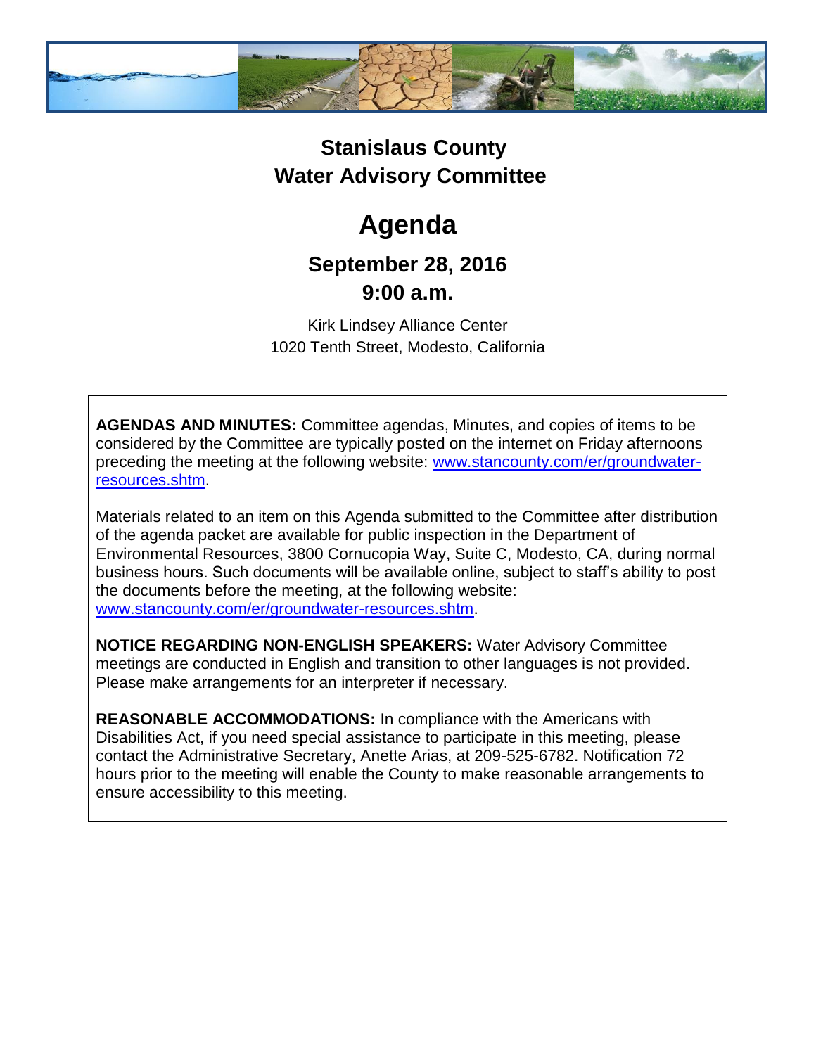# Stanislaus County
# Water Advisory Committee

# Agenda

## September 28, 2016
## 9:00 a.m.

Kirk Lindsey Alliance Center
1020 Tenth Street, Modesto, California

**AGENDAS AND MINUTES:** Committee agendas, Minutes, and copies of items to be considered by the Committee are typically posted on the internet on Friday afternoons preceding the meeting at the following website: [www.stancounty.com/er/groundwater-resources.shtm](www.stancounty.com/er/groundwater-resources.shtm).

Materials related to an item on this Agenda submitted to the Committee after distribution of the agenda packet are available for public inspection in the Department of Environmental Resources, 3800 Cornucopia Way, Suite C, Modesto, CA, during normal business hours. Such documents will be available online, subject to staff's ability to post the documents before the meeting, at the following website: [www.stancounty.com/er/groundwater-resources.shtm](www.stancounty.com/er/groundwater-resources.shtm).

**NOTICE REGARDING NON-ENGLISH SPEAKERS:** Water Advisory Committee meetings are conducted in English and transition to other languages is not provided. Please make arrangements for an interpreter if necessary.

**REASONABLE ACCOMMODATIONS:** In compliance with the Americans with Disabilities Act, if you need special assistance to participate in this meeting, please contact the Administrative Secretary, Anette Arias, at 209-525-6782. Notification 72 hours prior to the meeting will enable the County to make reasonable arrangements to ensure accessibility to this meeting.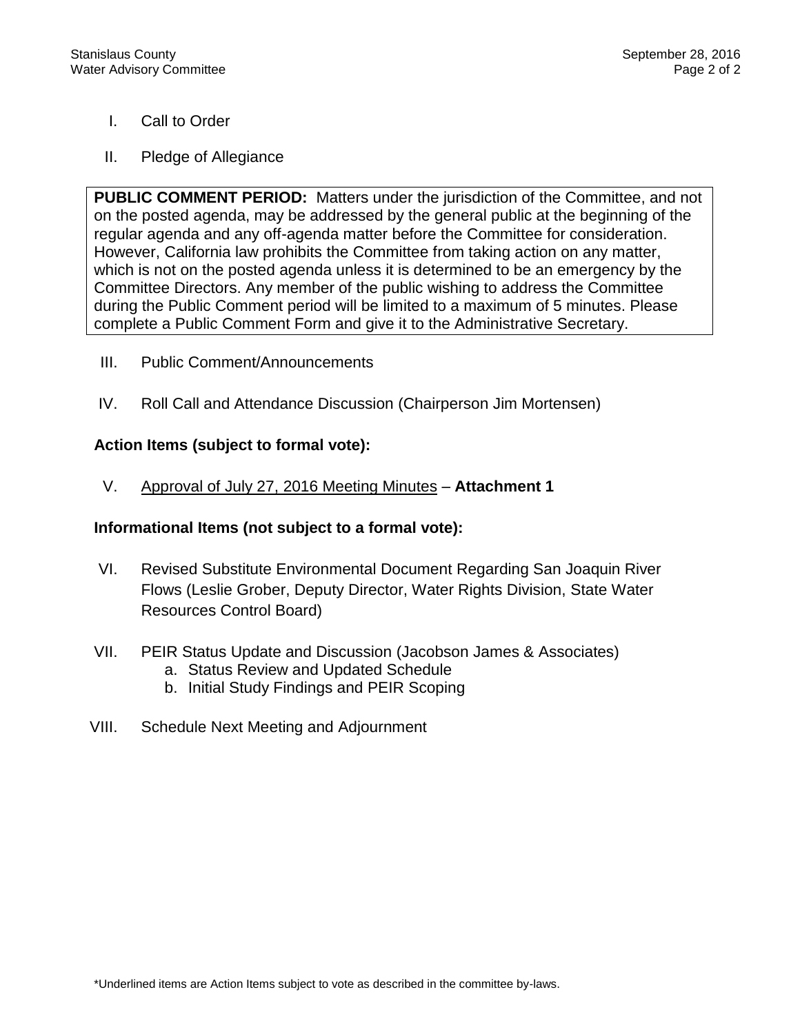I. Call to Order

II. Pledge of Allegiance

**PUBLIC COMMENT PERIOD:** Matters under the jurisdiction of the Committee, and not on the posted agenda, may be addressed by the general public at the beginning of the regular agenda and any off-agenda matter before the Committee for consideration. However, California law prohibits the Committee from taking action on any matter, which is not on the posted agenda unless it is determined to be an emergency by the Committee Directors. Any member of the public wishing to address the Committee during the Public Comment period will be limited to a maximum of 5 minutes. Please complete a Public Comment Form and give it to the Administrative Secretary.

III. Public Comment/Announcements

IV. Roll Call and Attendance Discussion (Chairperson Jim Mortensen)

**Action Items (subject to formal vote):**

V. <u>Approval of July 27, 2016 Meeting Minutes</u> – **Attachment 1**

**Informational Items (not subject to a formal vote):**

VI. Revised Substitute Environmental Document Regarding San Joaquin River Flows (Leslie Grober, Deputy Director, Water Rights Division, State Water Resources Control Board)

VII. PEIR Status Update and Discussion (Jacobson James & Associates)
   a. Status Review and Updated Schedule
   b. Initial Study Findings and PEIR Scoping

VIII. Schedule Next Meeting and Adjournment

*Underlined items are Action Items subject to vote as described in the committee by-laws.